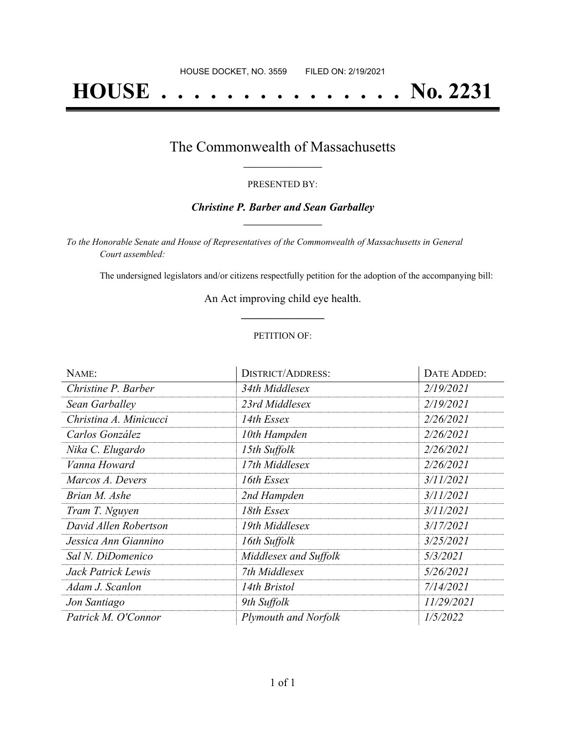HOUSE DOCKET, NO. 3559        FILED ON: 2/19/2021

# HOUSE . . . . . . . . . . . . . . . No. 2231

## The Commonwealth of Massachusetts

PRESENTED BY:

***Christine P. Barber and Sean Garballey***

*To the Honorable Senate and House of Representatives of the Commonwealth of Massachusetts in General Court assembled:*

The undersigned legislators and/or citizens respectfully petition for the adoption of the accompanying bill:

An Act improving child eye health.

PETITION OF:

| NAME: | DISTRICT/ADDRESS: | DATE ADDED: |
| --- | --- | --- |
| *Christine P. Barber* | *34th Middlesex* | *2/19/2021* |
| *Sean Garballey* | *23rd Middlesex* | *2/19/2021* |
| *Christina A. Minicucci* | *14th Essex* | *2/26/2021* |
| *Carlos González* | *10th Hampden* | *2/26/2021* |
| *Nika C. Elugardo* | *15th Suffolk* | *2/26/2021* |
| *Vanna Howard* | *17th Middlesex* | *2/26/2021* |
| *Marcos A. Devers* | *16th Essex* | *3/11/2021* |
| *Brian M. Ashe* | *2nd Hampden* | *3/11/2021* |
| *Tram T. Nguyen* | *18th Essex* | *3/11/2021* |
| *David Allen Robertson* | *19th Middlesex* | *3/17/2021* |
| *Jessica Ann Giannino* | *16th Suffolk* | *3/25/2021* |
| *Sal N. DiDomenico* | *Middlesex and Suffolk* | *5/3/2021* |
| *Jack Patrick Lewis* | *7th Middlesex* | *5/26/2021* |
| *Adam J. Scanlon* | *14th Bristol* | *7/14/2021* |
| *Jon Santiago* | *9th Suffolk* | *11/29/2021* |
| *Patrick M. O'Connor* | *Plymouth and Norfolk* | *1/5/2022* |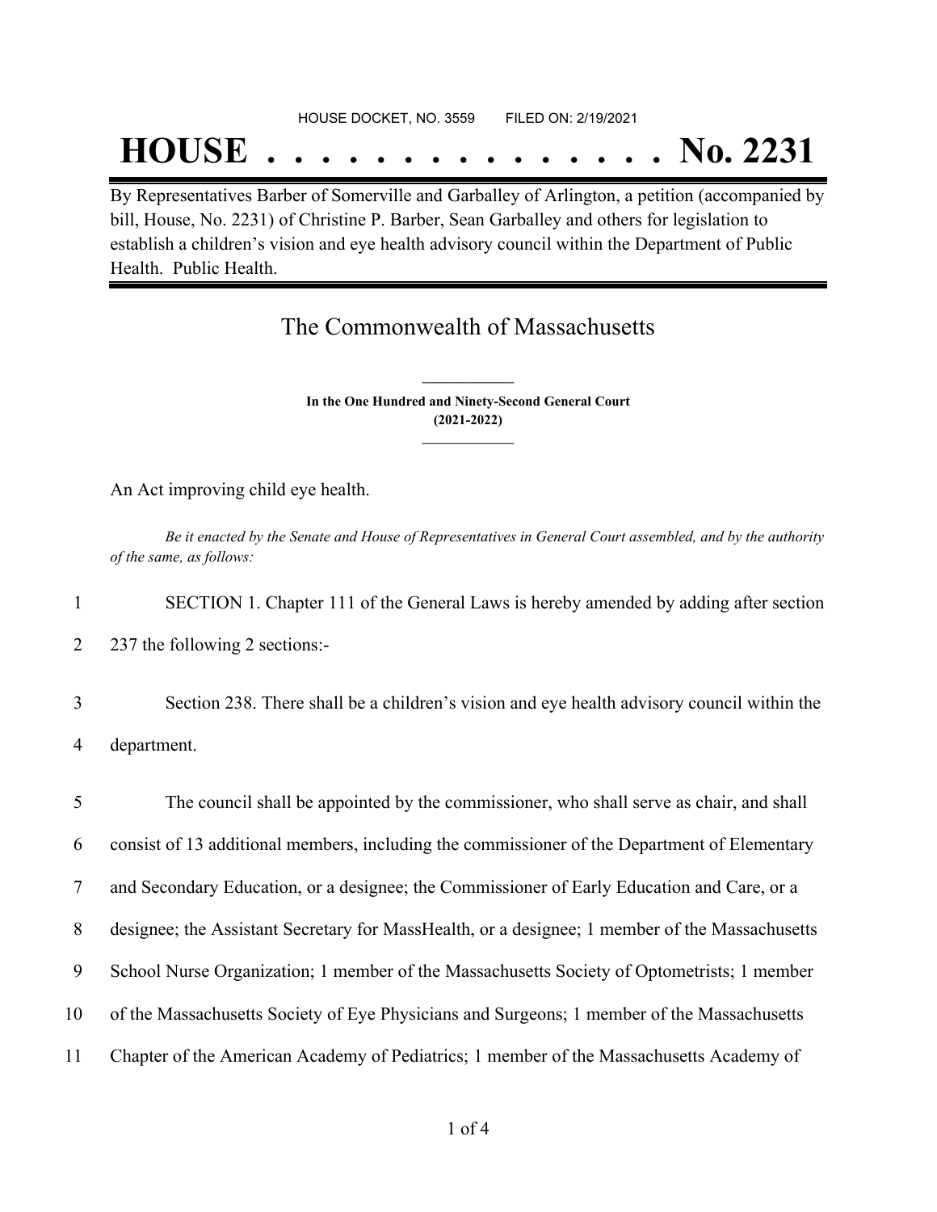HOUSE DOCKET, NO. 3559 FILED ON: 2/19/2021

# HOUSE . . . . . . . . . . . . . . . No. 2231

By Representatives Barber of Somerville and Garballey of Arlington, a petition (accompanied by bill, House, No. 2231) of Christine P. Barber, Sean Garballey and others for legislation to establish a children's vision and eye health advisory council within the Department of Public Health. Public Health.

## The Commonwealth of Massachusetts

**In the One Hundred and Ninety-Second General Court (2021-2022)**

An Act improving child eye health.

*Be it enacted by the Senate and House of Representatives in General Court assembled, and by the authority of the same, as follows:*

1 SECTION 1. Chapter 111 of the General Laws is hereby amended by adding after section
2 237 the following 2 sections:-

3 Section 238. There shall be a children's vision and eye health advisory council within the
4 department.

5 The council shall be appointed by the commissioner, who shall serve as chair, and shall
6 consist of 13 additional members, including the commissioner of the Department of Elementary
7 and Secondary Education, or a designee; the Commissioner of Early Education and Care, or a
8 designee; the Assistant Secretary for MassHealth, or a designee; 1 member of the Massachusetts
9 School Nurse Organization; 1 member of the Massachusetts Society of Optometrists; 1 member
10 of the Massachusetts Society of Eye Physicians and Surgeons; 1 member of the Massachusetts
11 Chapter of the American Academy of Pediatrics; 1 member of the Massachusetts Academy of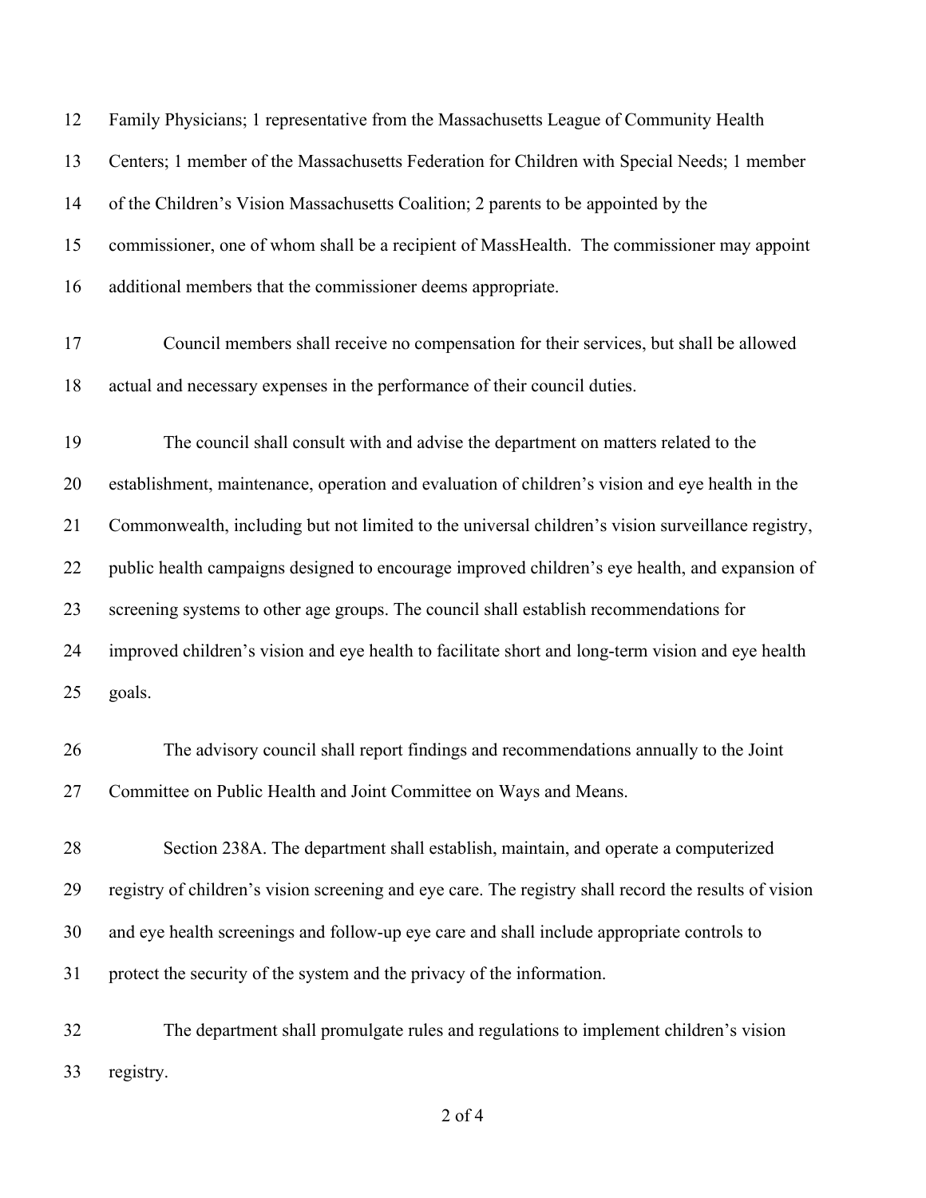Family Physicians; 1 representative from the Massachusetts League of Community Health Centers; 1 member of the Massachusetts Federation for Children with Special Needs; 1 member of the Children's Vision Massachusetts Coalition; 2 parents to be appointed by the commissioner, one of whom shall be a recipient of MassHealth. The commissioner may appoint additional members that the commissioner deems appropriate.

Council members shall receive no compensation for their services, but shall be allowed actual and necessary expenses in the performance of their council duties.

The council shall consult with and advise the department on matters related to the establishment, maintenance, operation and evaluation of children's vision and eye health in the Commonwealth, including but not limited to the universal children's vision surveillance registry, public health campaigns designed to encourage improved children's eye health, and expansion of screening systems to other age groups. The council shall establish recommendations for improved children's vision and eye health to facilitate short and long-term vision and eye health goals.

The advisory council shall report findings and recommendations annually to the Joint Committee on Public Health and Joint Committee on Ways and Means.

Section 238A. The department shall establish, maintain, and operate a computerized registry of children's vision screening and eye care. The registry shall record the results of vision and eye health screenings and follow-up eye care and shall include appropriate controls to protect the security of the system and the privacy of the information.

The department shall promulgate rules and regulations to implement children's vision registry.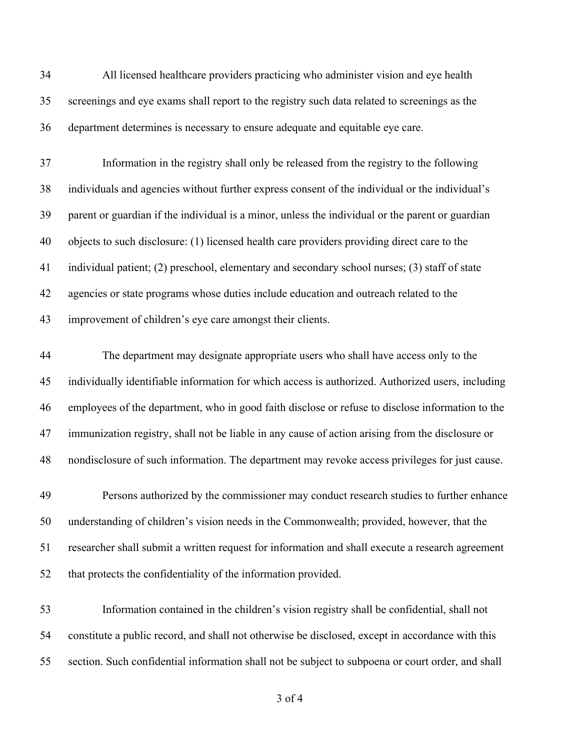All licensed healthcare providers practicing who administer vision and eye health screenings and eye exams shall report to the registry such data related to screenings as the department determines is necessary to ensure adequate and equitable eye care.

Information in the registry shall only be released from the registry to the following individuals and agencies without further express consent of the individual or the individual's parent or guardian if the individual is a minor, unless the individual or the parent or guardian objects to such disclosure: (1) licensed health care providers providing direct care to the individual patient; (2) preschool, elementary and secondary school nurses; (3) staff of state agencies or state programs whose duties include education and outreach related to the improvement of children's eye care amongst their clients.

The department may designate appropriate users who shall have access only to the individually identifiable information for which access is authorized. Authorized users, including employees of the department, who in good faith disclose or refuse to disclose information to the immunization registry, shall not be liable in any cause of action arising from the disclosure or nondisclosure of such information. The department may revoke access privileges for just cause.

Persons authorized by the commissioner may conduct research studies to further enhance understanding of children's vision needs in the Commonwealth; provided, however, that the researcher shall submit a written request for information and shall execute a research agreement that protects the confidentiality of the information provided.

Information contained in the children's vision registry shall be confidential, shall not constitute a public record, and shall not otherwise be disclosed, except in accordance with this section. Such confidential information shall not be subject to subpoena or court order, and shall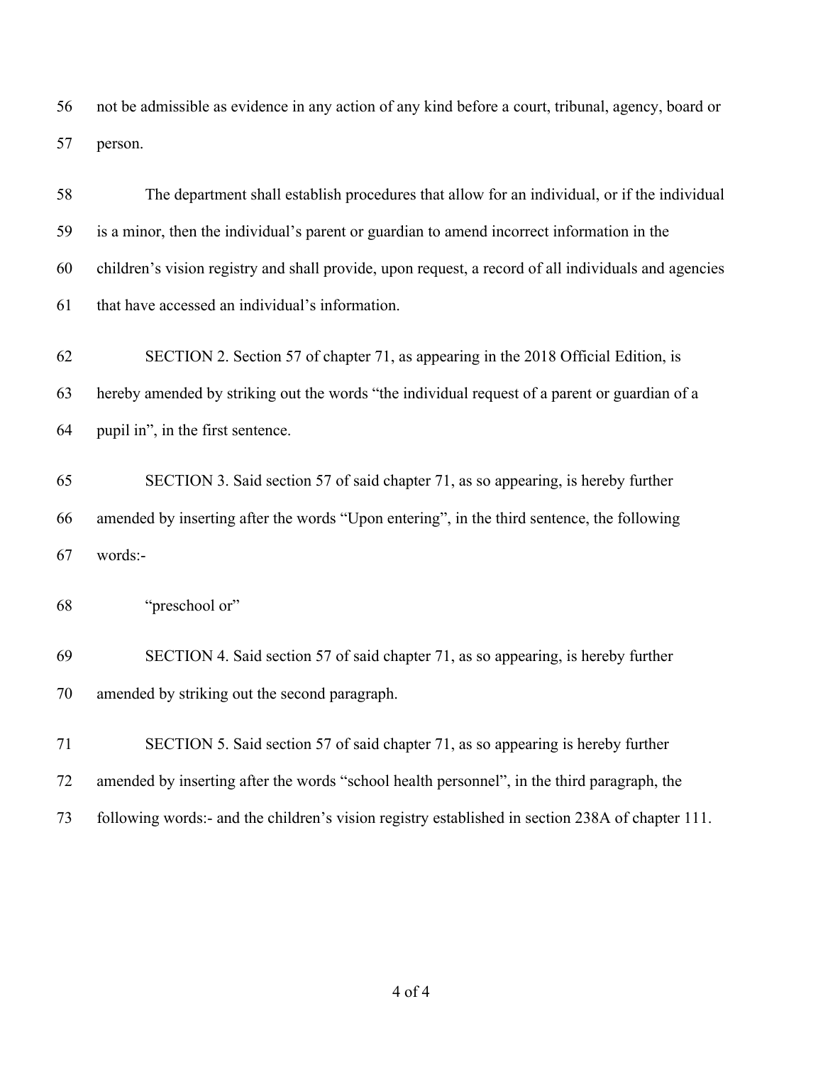not be admissible as evidence in any action of any kind before a court, tribunal, agency, board or person.

The department shall establish procedures that allow for an individual, or if the individual is a minor, then the individual's parent or guardian to amend incorrect information in the children's vision registry and shall provide, upon request, a record of all individuals and agencies that have accessed an individual's information.

SECTION 2. Section 57 of chapter 71, as appearing in the 2018 Official Edition, is hereby amended by striking out the words "the individual request of a parent or guardian of a pupil in", in the first sentence.

SECTION 3. Said section 57 of said chapter 71, as so appearing, is hereby further amended by inserting after the words "Upon entering", in the third sentence, the following words:-

"preschool or"

SECTION 4. Said section 57 of said chapter 71, as so appearing, is hereby further amended by striking out the second paragraph.

SECTION 5. Said section 57 of said chapter 71, as so appearing is hereby further amended by inserting after the words "school health personnel", in the third paragraph, the following words:- and the children's vision registry established in section 238A of chapter 111.